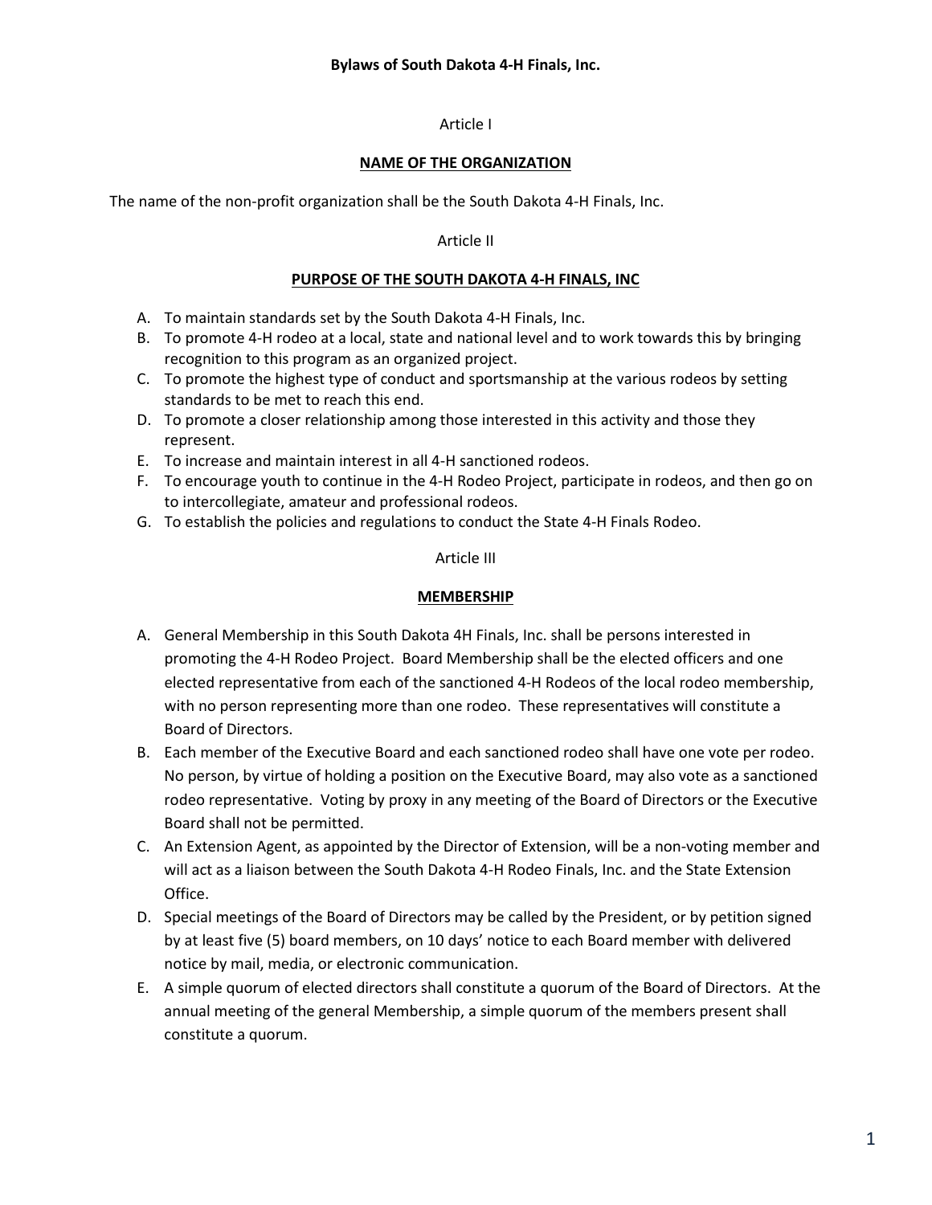# Bylaws of South Dakota 4-H Finals, Inc.

Article I

## NAME OF THE ORGANIZATION

The name of the non-profit organization shall be the South Dakota 4-H Finals, Inc.

Article II

## PURPOSE OF THE SOUTH DAKOTA 4-H FINALS, INC

A. To maintain standards set by the South Dakota 4-H Finals, Inc.
B. To promote 4-H rodeo at a local, state and national level and to work towards this by bringing recognition to this program as an organized project.
C. To promote the highest type of conduct and sportsmanship at the various rodeos by setting standards to be met to reach this end.
D. To promote a closer relationship among those interested in this activity and those they represent.
E. To increase and maintain interest in all 4-H sanctioned rodeos.
F. To encourage youth to continue in the 4-H Rodeo Project, participate in rodeos, and then go on to intercollegiate, amateur and professional rodeos.
G. To establish the policies and regulations to conduct the State 4-H Finals Rodeo.

Article III

## MEMBERSHIP

A. General Membership in this South Dakota 4H Finals, Inc. shall be persons interested in promoting the 4-H Rodeo Project. Board Membership shall be the elected officers and one elected representative from each of the sanctioned 4-H Rodeos of the local rodeo membership, with no person representing more than one rodeo. These representatives will constitute a Board of Directors.
B. Each member of the Executive Board and each sanctioned rodeo shall have one vote per rodeo. No person, by virtue of holding a position on the Executive Board, may also vote as a sanctioned rodeo representative. Voting by proxy in any meeting of the Board of Directors or the Executive Board shall not be permitted.
C. An Extension Agent, as appointed by the Director of Extension, will be a non-voting member and will act as a liaison between the South Dakota 4-H Rodeo Finals, Inc. and the State Extension Office.
D. Special meetings of the Board of Directors may be called by the President, or by petition signed by at least five (5) board members, on 10 days' notice to each Board member with delivered notice by mail, media, or electronic communication.
E. A simple quorum of elected directors shall constitute a quorum of the Board of Directors. At the annual meeting of the general Membership, a simple quorum of the members present shall constitute a quorum.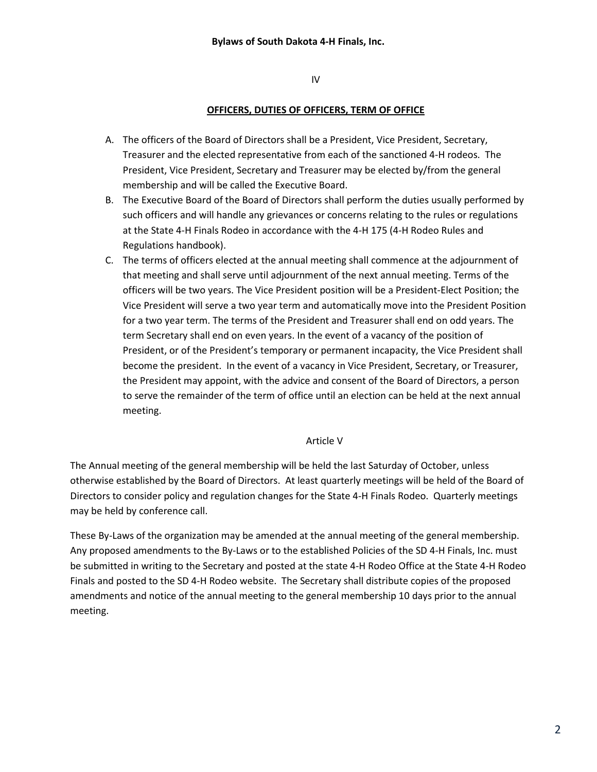IV

## OFFICERS, DUTIES OF OFFICERS, TERM OF OFFICE

A. The officers of the Board of Directors shall be a President, Vice President, Secretary, Treasurer and the elected representative from each of the sanctioned 4-H rodeos. The President, Vice President, Secretary and Treasurer may be elected by/from the general membership and will be called the Executive Board.
B. The Executive Board of the Board of Directors shall perform the duties usually performed by such officers and will handle any grievances or concerns relating to the rules or regulations at the State 4-H Finals Rodeo in accordance with the 4-H 175 (4-H Rodeo Rules and Regulations handbook).
C. The terms of officers elected at the annual meeting shall commence at the adjournment of that meeting and shall serve until adjournment of the next annual meeting. Terms of the officers will be two years. The Vice President position will be a President-Elect Position; the Vice President will serve a two year term and automatically move into the President Position for a two year term. The terms of the President and Treasurer shall end on odd years. The term Secretary shall end on even years. In the event of a vacancy of the position of President, or of the President's temporary or permanent incapacity, the Vice President shall become the president. In the event of a vacancy in Vice President, Secretary, or Treasurer, the President may appoint, with the advice and consent of the Board of Directors, a person to serve the remainder of the term of office until an election can be held at the next annual meeting.

Article V

The Annual meeting of the general membership will be held the last Saturday of October, unless otherwise established by the Board of Directors. At least quarterly meetings will be held of the Board of Directors to consider policy and regulation changes for the State 4-H Finals Rodeo. Quarterly meetings may be held by conference call.

These By-Laws of the organization may be amended at the annual meeting of the general membership. Any proposed amendments to the By-Laws or to the established Policies of the SD 4-H Finals, Inc. must be submitted in writing to the Secretary and posted at the state 4-H Rodeo Office at the State 4-H Rodeo Finals and posted to the SD 4-H Rodeo website. The Secretary shall distribute copies of the proposed amendments and notice of the annual meeting to the general membership 10 days prior to the annual meeting.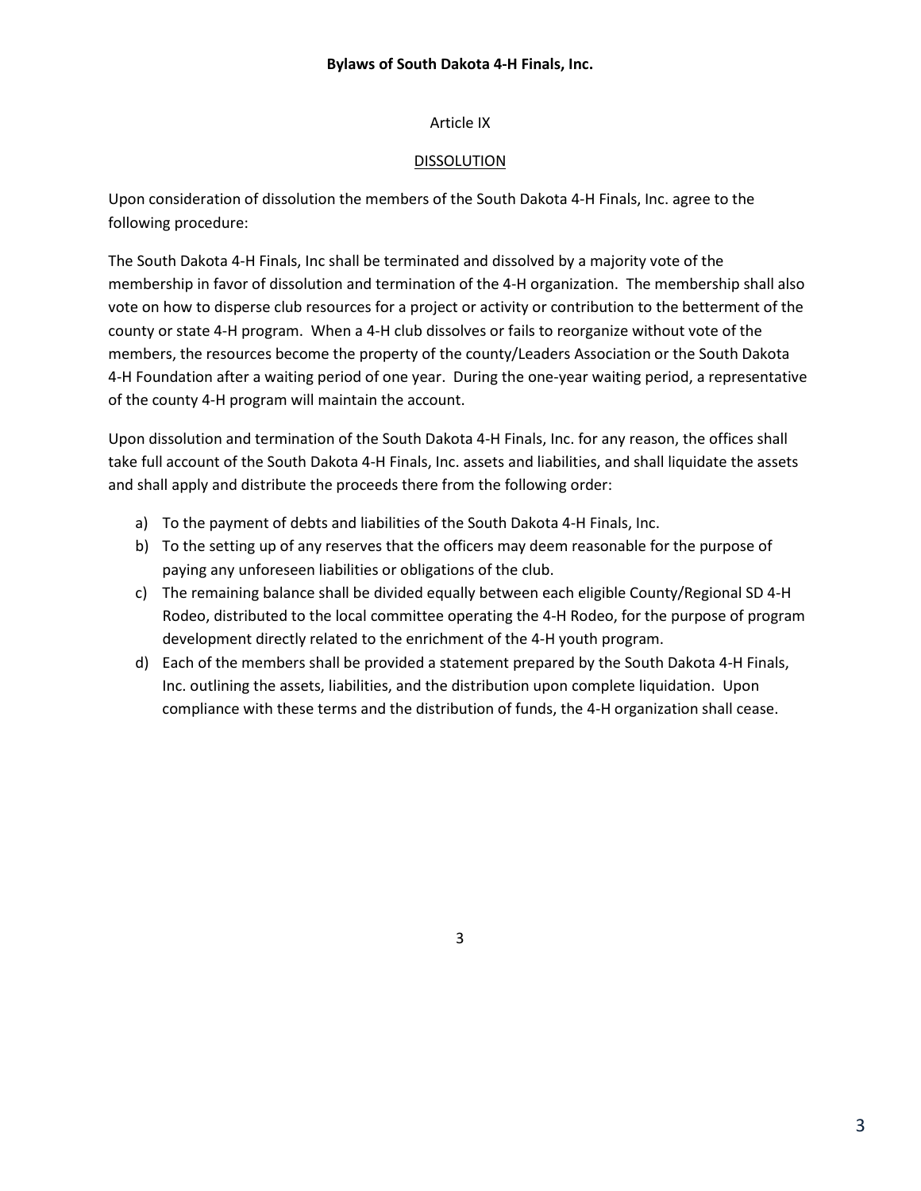## Article IX

## DISSOLUTION

Upon consideration of dissolution the members of the South Dakota 4-H Finals, Inc. agree to the following procedure:

The South Dakota 4-H Finals, Inc shall be terminated and dissolved by a majority vote of the membership in favor of dissolution and termination of the 4-H organization. The membership shall also vote on how to disperse club resources for a project or activity or contribution to the betterment of the county or state 4-H program. When a 4-H club dissolves or fails to reorganize without vote of the members, the resources become the property of the county/Leaders Association or the South Dakota 4-H Foundation after a waiting period of one year. During the one-year waiting period, a representative of the county 4-H program will maintain the account.

Upon dissolution and termination of the South Dakota 4-H Finals, Inc. for any reason, the offices shall take full account of the South Dakota 4-H Finals, Inc. assets and liabilities, and shall liquidate the assets and shall apply and distribute the proceeds there from the following order:

a) To the payment of debts and liabilities of the South Dakota 4-H Finals, Inc.
b) To the setting up of any reserves that the officers may deem reasonable for the purpose of paying any unforeseen liabilities or obligations of the club.
c) The remaining balance shall be divided equally between each eligible County/Regional SD 4-H Rodeo, distributed to the local committee operating the 4-H Rodeo, for the purpose of program development directly related to the enrichment of the 4-H youth program.
d) Each of the members shall be provided a statement prepared by the South Dakota 4-H Finals, Inc. outlining the assets, liabilities, and the distribution upon complete liquidation. Upon compliance with these terms and the distribution of funds, the 4-H organization shall cease.